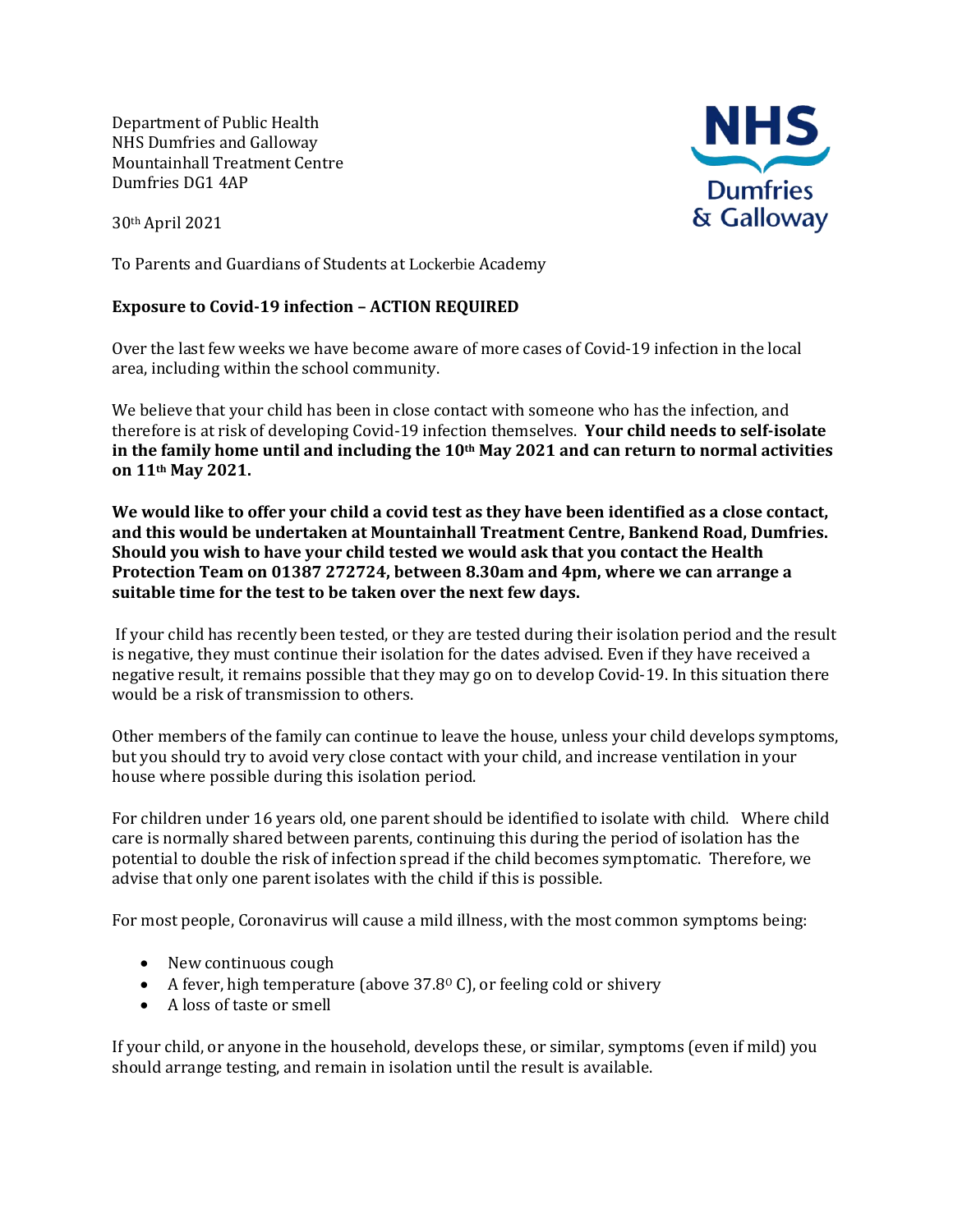Department of Public Health
NHS Dumfries and Galloway
Mountainhall Treatment Centre
Dumfries DG1 4AP

30th April 2021

To Parents and Guardians of Students at Lockerbie Academy

**Exposure to Covid-19 infection – ACTION REQUIRED**

Over the last few weeks we have become aware of more cases of Covid-19 infection in the local area, including within the school community.

We believe that your child has been in close contact with someone who has the infection, and therefore is at risk of developing Covid-19 infection themselves. **Your child needs to self-isolate in the family home until and including the 10th May 2021 and can return to normal activities on 11th May 2021.**

**We would like to offer your child a covid test as they have been identified as a close contact, and this would be undertaken at Mountainhall Treatment Centre, Bankend Road, Dumfries. Should you wish to have your child tested we would ask that you contact the Health Protection Team on 01387 272724, between 8.30am and 4pm, where we can arrange a suitable time for the test to be taken over the next few days.**

If your child has recently been tested, or they are tested during their isolation period and the result is negative, they must continue their isolation for the dates advised. Even if they have received a negative result, it remains possible that they may go on to develop Covid-19. In this situation there would be a risk of transmission to others.

Other members of the family can continue to leave the house, unless your child develops symptoms, but you should try to avoid very close contact with your child, and increase ventilation in your house where possible during this isolation period.

For children under 16 years old, one parent should be identified to isolate with child. Where child care is normally shared between parents, continuing this during the period of isolation has the potential to double the risk of infection spread if the child becomes symptomatic. Therefore, we advise that only one parent isolates with the child if this is possible.

For most people, Coronavirus will cause a mild illness, with the most common symptoms being:

- New continuous cough
- A fever, high temperature (above $37.8^{0}$ C), or feeling cold or shivery
- A loss of taste or smell

If your child, or anyone in the household, develops these, or similar, symptoms (even if mild) you should arrange testing, and remain in isolation until the result is available.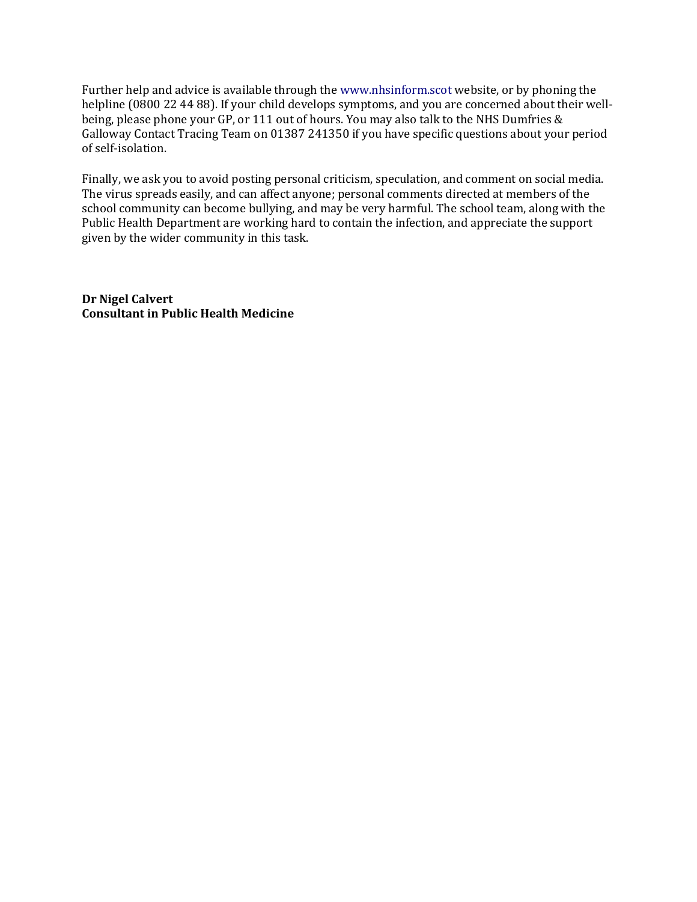Further help and advice is available through the www.nhsinform.scot website, or by phoning the helpline (0800 22 44 88). If your child develops symptoms, and you are concerned about their well-being, please phone your GP, or 111 out of hours. You may also talk to the NHS Dumfries & Galloway Contact Tracing Team on 01387 241350 if you have specific questions about your period of self-isolation.

Finally, we ask you to avoid posting personal criticism, speculation, and comment on social media. The virus spreads easily, and can affect anyone; personal comments directed at members of the school community can become bullying, and may be very harmful. The school team, along with the Public Health Department are working hard to contain the infection, and appreciate the support given by the wider community in this task.

**Dr Nigel Calvert**
**Consultant in Public Health Medicine**